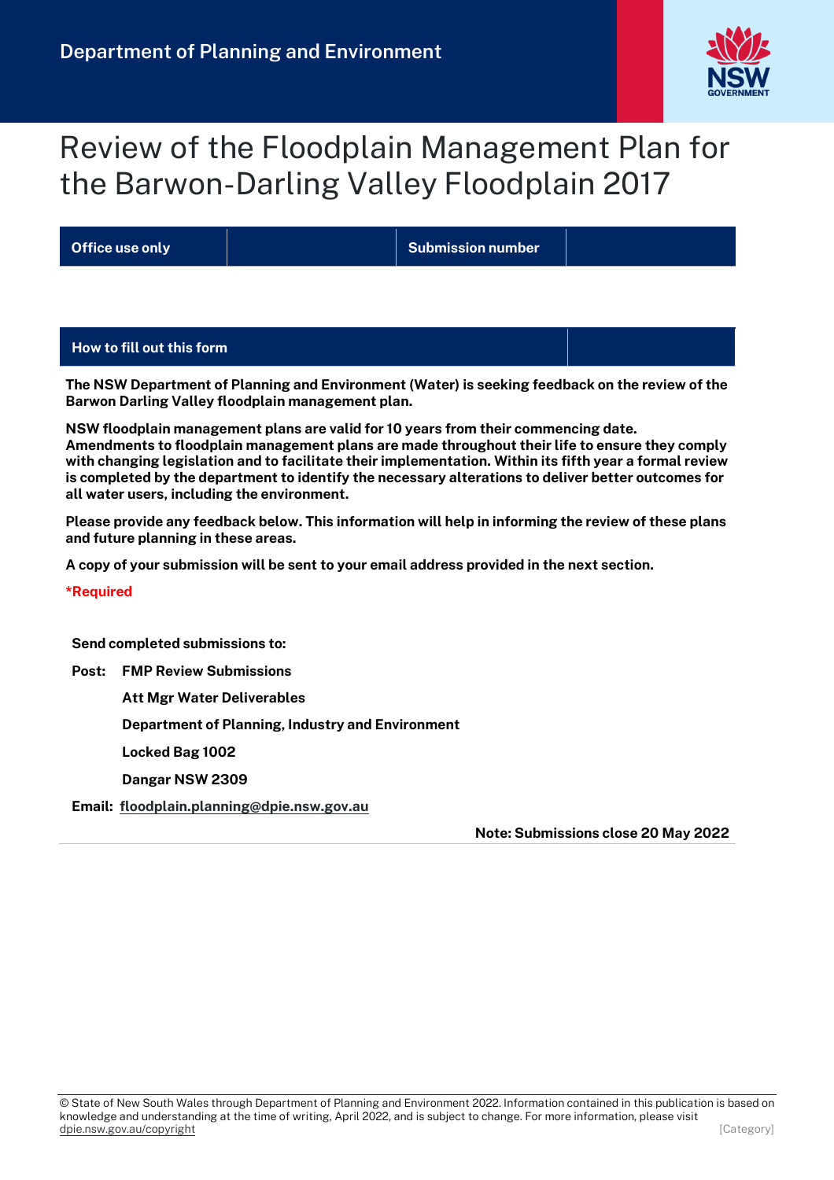Department of Planning and Environment

# Review of the Floodplain Management Plan for the Barwon-Darling Valley Floodplain 2017

| Office use only | | Submission number | |
|---|---|---|---|

| How to fill out this form | |
|---|---|

**The NSW Department of Planning and Environment (Water) is seeking feedback on the review of the Barwon Darling Valley floodplain management plan.**

**NSW floodplain management plans are valid for 10 years from their commencing date. Amendments to floodplain management plans are made throughout their life to ensure they comply with changing legislation and to facilitate their implementation. Within its fifth year a formal review is completed by the department to identify the necessary alterations to deliver better outcomes for all water users, including the environment.**

**Please provide any feedback below. This information will help in informing the review of these plans and future planning in these areas.**

**A copy of your submission will be sent to your email address provided in the next section.**

***Required**

**Send completed submissions to:**

**Post:** **FMP Review Submissions**
**Att Mgr Water Deliverables**
**Department of Planning, Industry and Environment**
**Locked Bag 1002**
**Dangar NSW 2309**

**Email:** **floodplain.planning@dpie.nsw.gov.au**

**Note: Submissions close 20 May 2022**

© State of New South Wales through Department of Planning and Environment 2022. Information contained in this publication is based on knowledge and understanding at the time of writing, April 2022, and is subject to change. For more information, please visit dpie.nsw.gov.au/copyright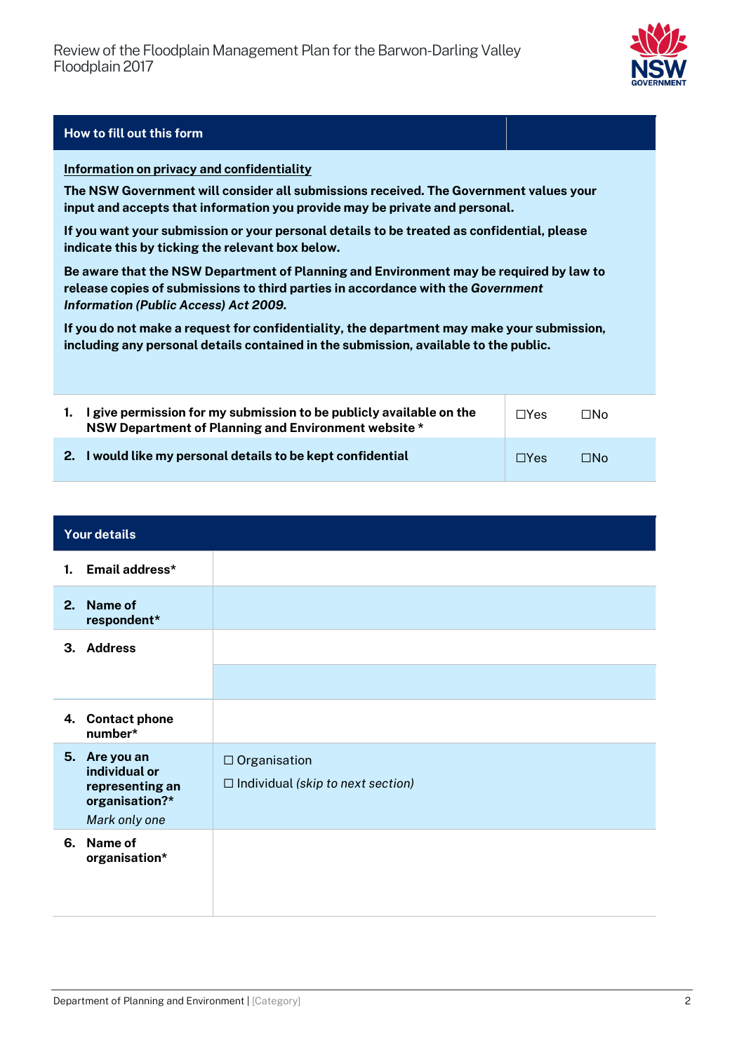| How to fill out this form | |
|---|---|
| **Information on privacy and confidentiality** <br> **The NSW Government will consider all submissions received. The Government values your input and accepts that information you provide may be private and personal.** <br> **If you want your submission or your personal details to be treated as confidential, please indicate this by ticking the relevant box below.** <br> **Be aware that the NSW Department of Planning and Environment may be required by law to release copies of submissions to third parties in accordance with the *Government Information (Public Access) Act 2009.*** <br> **If you do not make a request for confidentiality, the department may make your submission, including any personal details contained in the submission, available to the public.** | |
| **1. I give permission for my submission to be publicly available on the NSW Department of Planning and Environment website \*** | ☐Yes ☐No |
| **2. I would like my personal details to be kept confidential** | ☐Yes ☐No |

| Your details | |
|---|---|
| **1. Email address\*** | |
| **2. Name of respondent\*** | |
| **3. Address** | |
| **4. Contact phone number\*** | |
| **5. Are you an individual or representing an organisation?\*** <br> *Mark only one* | ☐ Organisation <br> ☐ Individual *(skip to next section)* |
| **6. Name of organisation\*** | |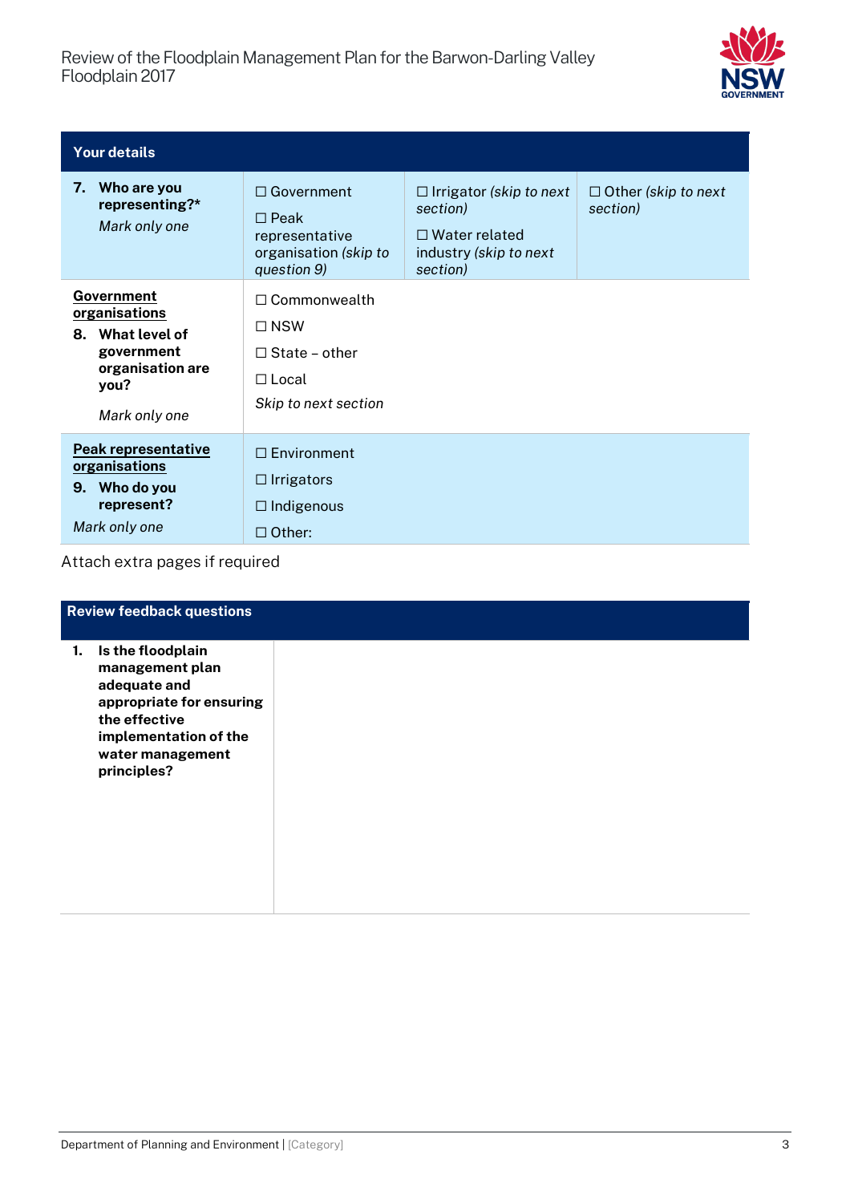| Your details | | | |
|---|---|---|---|
| **7. Who are you representing?*** *Mark only one* | ☐ Government ☐ Peak representative organisation *(skip to question 9)* | ☐ Irrigator *(skip to next section)* ☐ Water related industry *(skip to next section)* | ☐ Other *(skip to next section)* |
| **Government organisations** **8. What level of government organisation are you?** *Mark only one* | ☐ Commonwealth ☐ NSW ☐ State – other ☐ Local *Skip to next section* | | |
| **Peak representative organisations** **9. Who do you represent?** *Mark only one* | ☐ Environment ☐ Irrigators ☐ Indigenous ☐ Other: | | |

Attach extra pages if required

| Review feedback questions | |
|---|---|
| **1. Is the floodplain management plan adequate and appropriate for ensuring the effective implementation of the water management principles?** | |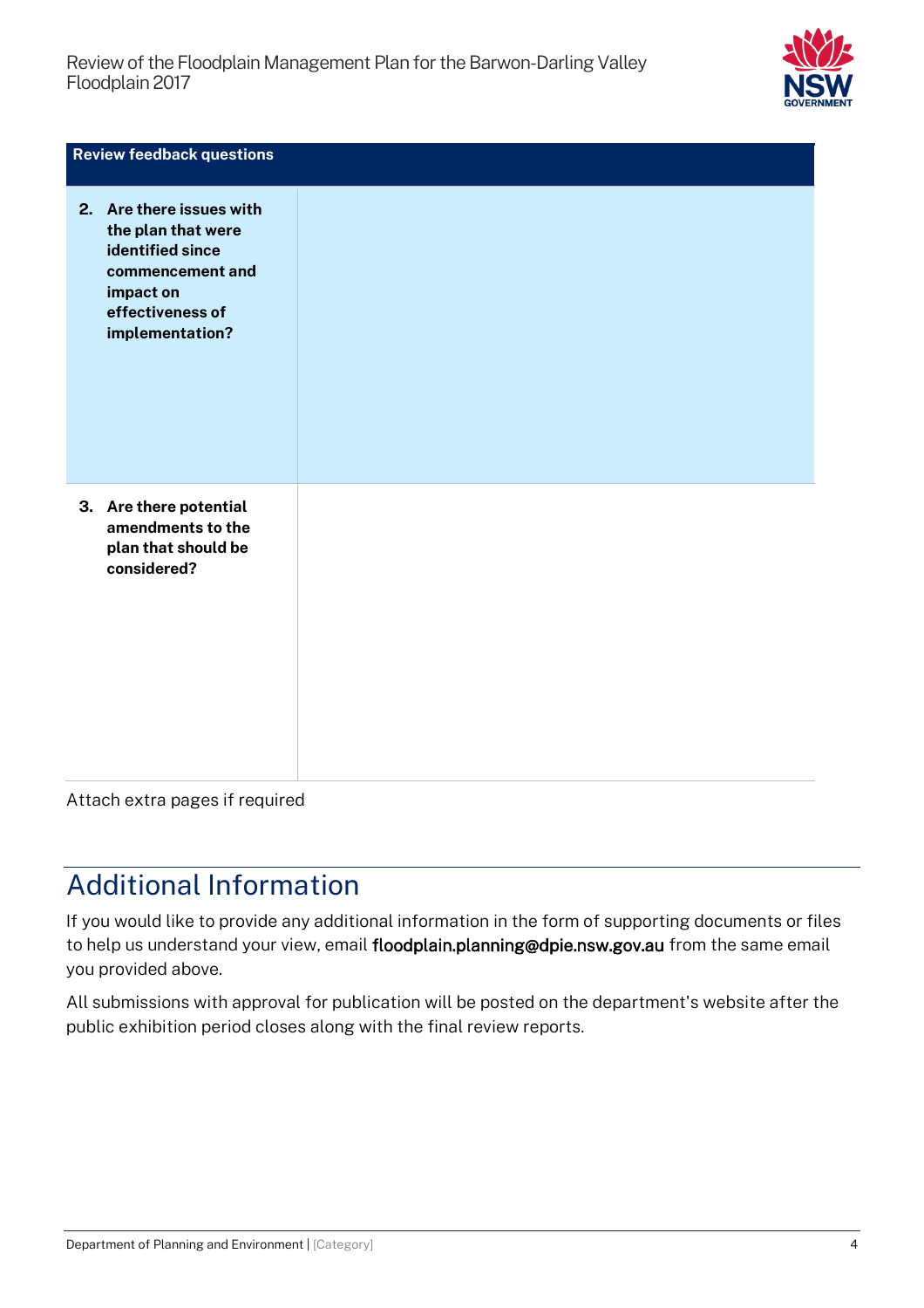| Review feedback questions | |
|---|---|
| **2. Are there issues with the plan that were identified since commencement and impact on effectiveness of implementation?** | |
| **3. Are there potential amendments to the plan that should be considered?** | |

Attach extra pages if required

## Additional Information

If you would like to provide any additional information in the form of supporting documents or files to help us understand your view, email floodplain.planning@dpie.nsw.gov.au from the same email you provided above.

All submissions with approval for publication will be posted on the department's website after the public exhibition period closes along with the final review reports.